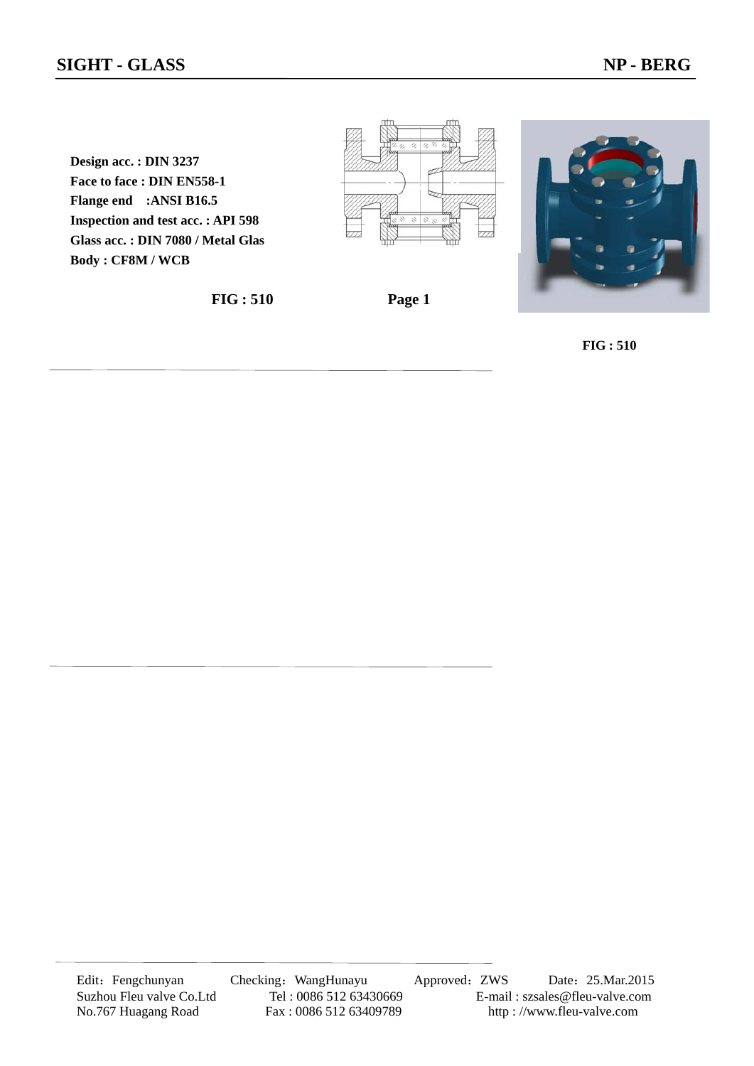# SIGHT - GLASS

**NP - BERG**

**Design acc. : DIN 3237**
**Face to face : DIN EN558-1**
**Flange end :ANSI B16.5**
**Inspection and test acc. : API 598**
**Glass acc. : DIN 7080 / Metal Glas**
**Body : CF8M / WCB**

**FIG : 510**

**FIG : 510**

Edit：Fengchunyan Checking：WangHunayu Approved：ZWS Date：25.Mar.2015

Suzhou Fleu valve Co.Ltd Tel : 0086 512 63430669 E-mail : szsales@fleu-valve.com

No.767 Huagang Road Fax : 0086 512 63409789 http : //www.fleu-valve.com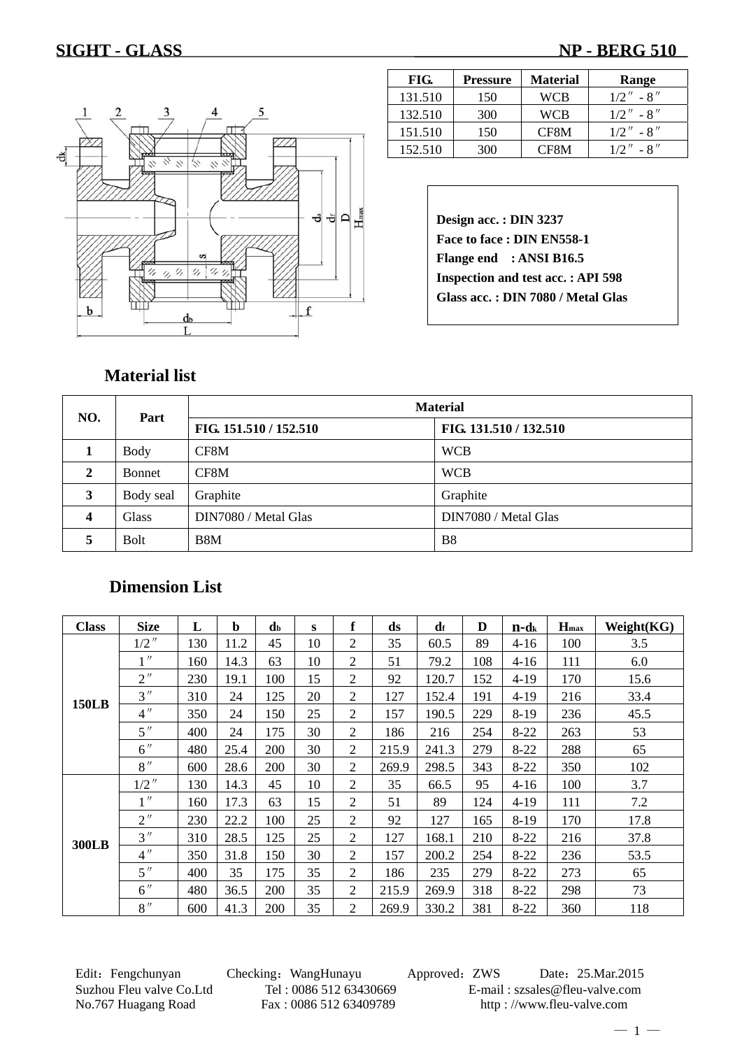## SIGHT - GLASS NP - BERG 510

| FIG. | Pressure | Material | Range |
| --- | --- | --- | --- |
| 131.510 | 150 | WCB | 1/2″ - 8″ |
| 132.510 | 300 | WCB | 1/2″ - 8″ |
| 151.510 | 150 | CF8M | 1/2″ - 8″ |
| 152.510 | 300 | CF8M | 1/2″ - 8″ |

1 2 3 4 5

$d_k$ $d_s$ $d_f$ D $H_{max}$ s b $d_b$ L f

**Design acc. : DIN 3237**
**Face to face : DIN EN558-1**
**Flange end : ANSI B16.5**
**Inspection and test acc. : API 598**
**Glass acc. : DIN 7080 / Metal Glas**

### Material list

| NO. | Part | Material | |
| --- | --- | --- | --- |
| | | FIG. 151.510 / 152.510 | FIG. 131.510 / 132.510 |
| 1 | Body | CF8M | WCB |
| 2 | Bonnet | CF8M | WCB |
| 3 | Body seal | Graphite | Graphite |
| 4 | Glass | DIN7080 / Metal Glas | DIN7080 / Metal Glas |
| 5 | Bolt | B8M | B8 |

### Dimension List

| Class | Size | L | b | $d_b$ | s | f | ds | $d_f$ | D | n-$d_k$ | $H_{max}$ | Weight(KG) |
| --- | --- | --- | --- | --- | --- | --- | --- | --- | --- | --- | --- | --- |
| 150LB | 1/2″ | 130 | 11.2 | 45 | 10 | 2 | 35 | 60.5 | 89 | 4-16 | 100 | 3.5 |
| | 1″ | 160 | 14.3 | 63 | 10 | 2 | 51 | 79.2 | 108 | 4-16 | 111 | 6.0 |
| | 2″ | 230 | 19.1 | 100 | 15 | 2 | 92 | 120.7 | 152 | 4-19 | 170 | 15.6 |
| | 3″ | 310 | 24 | 125 | 20 | 2 | 127 | 152.4 | 191 | 4-19 | 216 | 33.4 |
| | 4″ | 350 | 24 | 150 | 25 | 2 | 157 | 190.5 | 229 | 8-19 | 236 | 45.5 |
| | 5″ | 400 | 24 | 175 | 30 | 2 | 186 | 216 | 254 | 8-22 | 263 | 53 |
| | 6″ | 480 | 25.4 | 200 | 30 | 2 | 215.9 | 241.3 | 279 | 8-22 | 288 | 65 |
| | 8″ | 600 | 28.6 | 200 | 30 | 2 | 269.9 | 298.5 | 343 | 8-22 | 350 | 102 |
| 300LB | 1/2″ | 130 | 14.3 | 45 | 10 | 2 | 35 | 66.5 | 95 | 4-16 | 100 | 3.7 |
| | 1″ | 160 | 17.3 | 63 | 15 | 2 | 51 | 89 | 124 | 4-19 | 111 | 7.2 |
| | 2″ | 230 | 22.2 | 100 | 25 | 2 | 92 | 127 | 165 | 8-19 | 170 | 17.8 |
| | 3″ | 310 | 28.5 | 125 | 25 | 2 | 127 | 168.1 | 210 | 8-22 | 216 | 37.8 |
| | 4″ | 350 | 31.8 | 150 | 30 | 2 | 157 | 200.2 | 254 | 8-22 | 236 | 53.5 |
| | 5″ | 400 | 35 | 175 | 35 | 2 | 186 | 235 | 279 | 8-22 | 273 | 65 |
| | 6″ | 480 | 36.5 | 200 | 35 | 2 | 215.9 | 269.9 | 318 | 8-22 | 298 | 73 |
| | 8″ | 600 | 41.3 | 200 | 35 | 2 | 269.9 | 330.2 | 381 | 8-22 | 360 | 118 |

Edit：Fengchunyan Checking：WangHunayu Approved：ZWS Date：25.Mar.2015
Suzhou Fleu valve Co.Ltd Tel : 0086 512 63430669 E-mail : szsales@fleu-valve.com
No.767 Huagang Road Fax : 0086 512 63409789 http : //www.fleu-valve.com